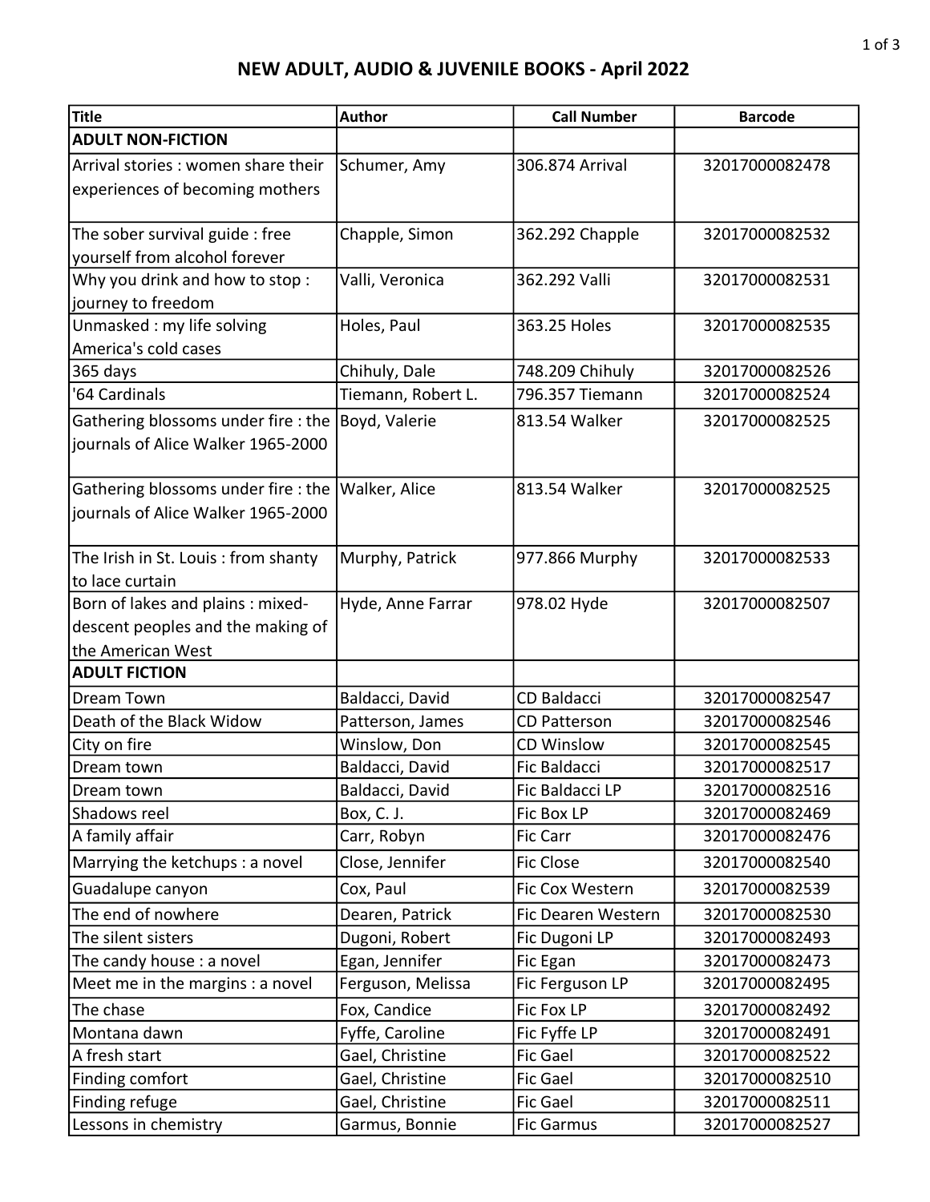# NEW ADULT, AUDIO & JUVENILE BOOKS - April 2022

| Title | Author | Call Number | Barcode |
|---|---|---|---|
| **ADULT NON-FICTION** | | | |
| Arrival stories : women share their experiences of becoming mothers | Schumer, Amy | 306.874 Arrival | 32017000082478 |
| The sober survival guide : free yourself from alcohol forever | Chapple, Simon | 362.292 Chapple | 32017000082532 |
| Why you drink and how to stop : journey to freedom | Valli, Veronica | 362.292 Valli | 32017000082531 |
| Unmasked : my life solving America's cold cases | Holes, Paul | 363.25 Holes | 32017000082535 |
| 365 days | Chihuly, Dale | 748.209 Chihuly | 32017000082526 |
| '64 Cardinals | Tiemann, Robert L. | 796.357 Tiemann | 32017000082524 |
| Gathering blossoms under fire : the journals of Alice Walker 1965-2000 | Boyd, Valerie | 813.54 Walker | 32017000082525 |
| Gathering blossoms under fire : the journals of Alice Walker 1965-2000 | Walker, Alice | 813.54 Walker | 32017000082525 |
| The Irish in St. Louis : from shanty to lace curtain | Murphy, Patrick | 977.866 Murphy | 32017000082533 |
| Born of lakes and plains : mixed-descent peoples and the making of the American West | Hyde, Anne Farrar | 978.02 Hyde | 32017000082507 |
| **ADULT FICTION** | | | |
| Dream Town | Baldacci, David | CD Baldacci | 32017000082547 |
| Death of the Black Widow | Patterson, James | CD Patterson | 32017000082546 |
| City on fire | Winslow, Don | CD Winslow | 32017000082545 |
| Dream town | Baldacci, David | Fic Baldacci | 32017000082517 |
| Dream town | Baldacci, David | Fic Baldacci LP | 32017000082516 |
| Shadows reel | Box, C. J. | Fic Box LP | 32017000082469 |
| A family affair | Carr, Robyn | Fic Carr | 32017000082476 |
| Marrying the ketchups : a novel | Close, Jennifer | Fic Close | 32017000082540 |
| Guadalupe canyon | Cox, Paul | Fic Cox Western | 32017000082539 |
| The end of nowhere | Dearen, Patrick | Fic Dearen Western | 32017000082530 |
| The silent sisters | Dugoni, Robert | Fic Dugoni LP | 32017000082493 |
| The candy house : a novel | Egan, Jennifer | Fic Egan | 32017000082473 |
| Meet me in the margins : a novel | Ferguson, Melissa | Fic Ferguson LP | 32017000082495 |
| The chase | Fox, Candice | Fic Fox LP | 32017000082492 |
| Montana dawn | Fyffe, Caroline | Fic Fyffe LP | 32017000082491 |
| A fresh start | Gael, Christine | Fic Gael | 32017000082522 |
| Finding comfort | Gael, Christine | Fic Gael | 32017000082510 |
| Finding refuge | Gael, Christine | Fic Gael | 32017000082511 |
| Lessons in chemistry | Garmus, Bonnie | Fic Garmus | 32017000082527 |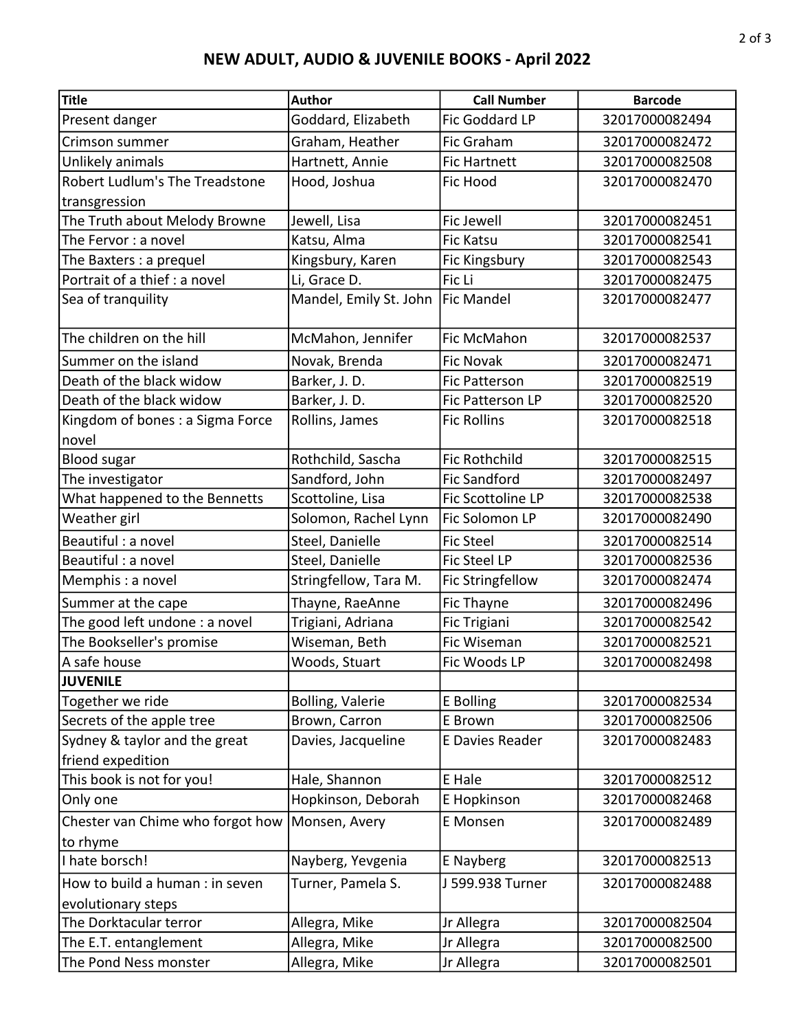# NEW ADULT, AUDIO & JUVENILE BOOKS - April 2022

| Title | Author | Call Number | Barcode |
|---|---|---|---|
| Present danger | Goddard, Elizabeth | Fic Goddard LP | 32017000082494 |
| Crimson summer | Graham, Heather | Fic Graham | 32017000082472 |
| Unlikely animals | Hartnett, Annie | Fic Hartnett | 32017000082508 |
| Robert Ludlum's The Treadstone transgression | Hood, Joshua | Fic Hood | 32017000082470 |
| The Truth about Melody Browne | Jewell, Lisa | Fic Jewell | 32017000082451 |
| The Fervor : a novel | Katsu, Alma | Fic Katsu | 32017000082541 |
| The Baxters : a prequel | Kingsbury, Karen | Fic Kingsbury | 32017000082543 |
| Portrait of a thief : a novel | Li, Grace D. | Fic Li | 32017000082475 |
| Sea of tranquility | Mandel, Emily St. John | Fic Mandel | 32017000082477 |
| The children on the hill | McMahon, Jennifer | Fic McMahon | 32017000082537 |
| Summer on the island | Novak, Brenda | Fic Novak | 32017000082471 |
| Death of the black widow | Barker, J. D. | Fic Patterson | 32017000082519 |
| Death of the black widow | Barker, J. D. | Fic Patterson LP | 32017000082520 |
| Kingdom of bones : a Sigma Force novel | Rollins, James | Fic Rollins | 32017000082518 |
| Blood sugar | Rothchild, Sascha | Fic Rothchild | 32017000082515 |
| The investigator | Sandford, John | Fic Sandford | 32017000082497 |
| What happened to the Bennetts | Scottoline, Lisa | Fic Scottoline LP | 32017000082538 |
| Weather girl | Solomon, Rachel Lynn | Fic Solomon LP | 32017000082490 |
| Beautiful : a novel | Steel, Danielle | Fic Steel | 32017000082514 |
| Beautiful : a novel | Steel, Danielle | Fic Steel LP | 32017000082536 |
| Memphis : a novel | Stringfellow, Tara M. | Fic Stringfellow | 32017000082474 |
| Summer at the cape | Thayne, RaeAnne | Fic Thayne | 32017000082496 |
| The good left undone : a novel | Trigiani, Adriana | Fic Trigiani | 32017000082542 |
| The Bookseller's promise | Wiseman, Beth | Fic Wiseman | 32017000082521 |
| A safe house | Woods, Stuart | Fic Woods LP | 32017000082498 |
| **JUVENILE** | | | |
| Together we ride | Bolling, Valerie | E Bolling | 32017000082534 |
| Secrets of the apple tree | Brown, Carron | E Brown | 32017000082506 |
| Sydney & taylor and the great friend expedition | Davies, Jacqueline | E Davies Reader | 32017000082483 |
| This book is not for you! | Hale, Shannon | E Hale | 32017000082512 |
| Only one | Hopkinson, Deborah | E Hopkinson | 32017000082468 |
| Chester van Chime who forgot how to rhyme | Monsen, Avery | E Monsen | 32017000082489 |
| I hate borsch! | Nayberg, Yevgenia | E Nayberg | 32017000082513 |
| How to build a human : in seven evolutionary steps | Turner, Pamela S. | J 599.938 Turner | 32017000082488 |
| The Dorktacular terror | Allegra, Mike | Jr Allegra | 32017000082504 |
| The E.T. entanglement | Allegra, Mike | Jr Allegra | 32017000082500 |
| The Pond Ness monster | Allegra, Mike | Jr Allegra | 32017000082501 |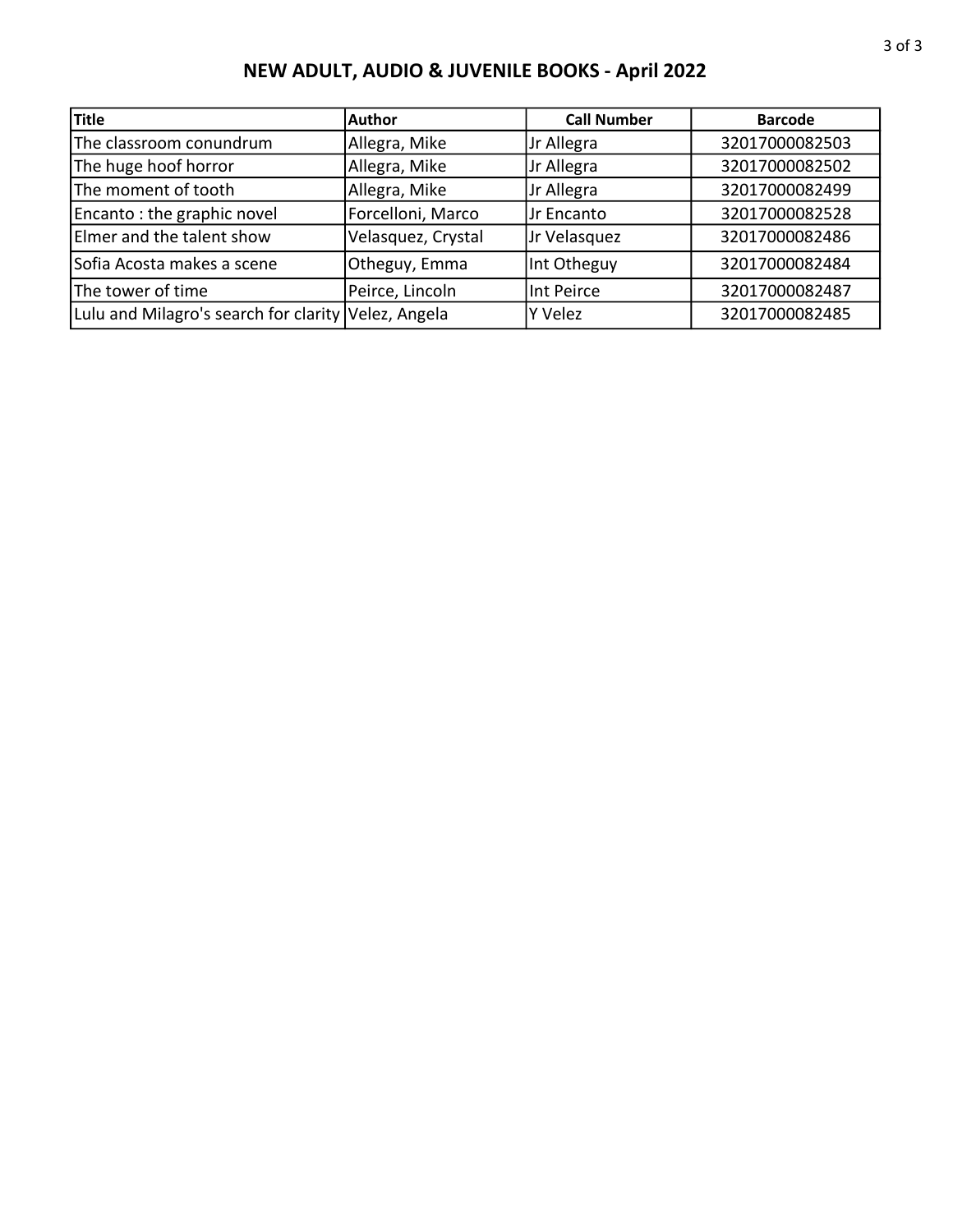# NEW ADULT, AUDIO & JUVENILE BOOKS - April 2022

| Title | Author | Call Number | Barcode |
|---|---|---|---|
| The classroom conundrum | Allegra, Mike | Jr Allegra | 32017000082503 |
| The huge hoof horror | Allegra, Mike | Jr Allegra | 32017000082502 |
| The moment of tooth | Allegra, Mike | Jr Allegra | 32017000082499 |
| Encanto : the graphic novel | Forcelloni, Marco | Jr Encanto | 32017000082528 |
| Elmer and the talent show | Velasquez, Crystal | Jr Velasquez | 32017000082486 |
| Sofia Acosta makes a scene | Otheguy, Emma | Int Otheguy | 32017000082484 |
| The tower of time | Peirce, Lincoln | Int Peirce | 32017000082487 |
| Lulu and Milagro's search for clarity | Velez, Angela | Y Velez | 32017000082485 |